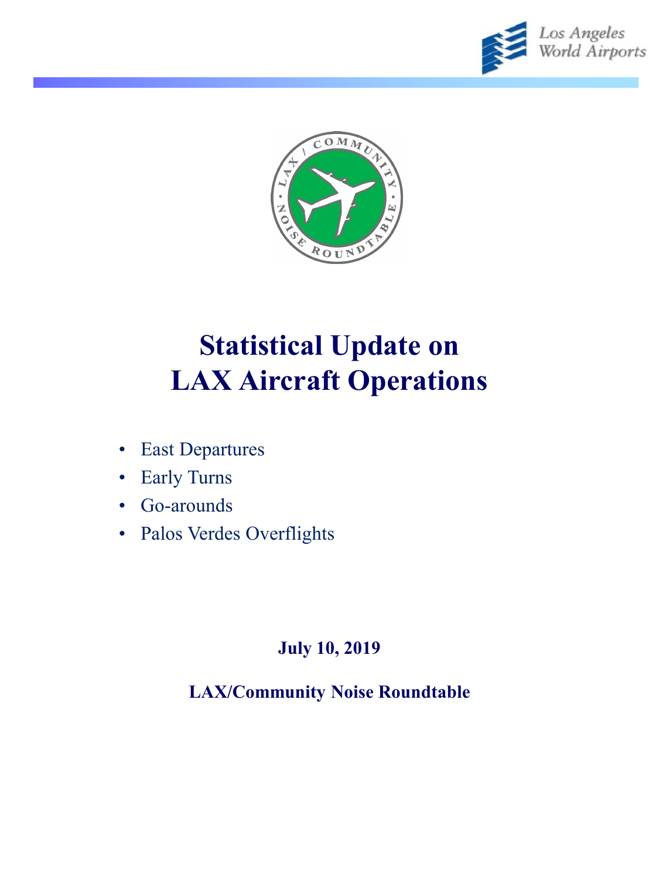Los Angeles World Airports

LAX / COMMUNITY NOISE ROUNDTABLE

# Statistical Update on LAX Aircraft Operations

- East Departures
- Early Turns
- Go-arounds
- Palos Verdes Overflights

**July 10, 2019**

**LAX/Community Noise Roundtable**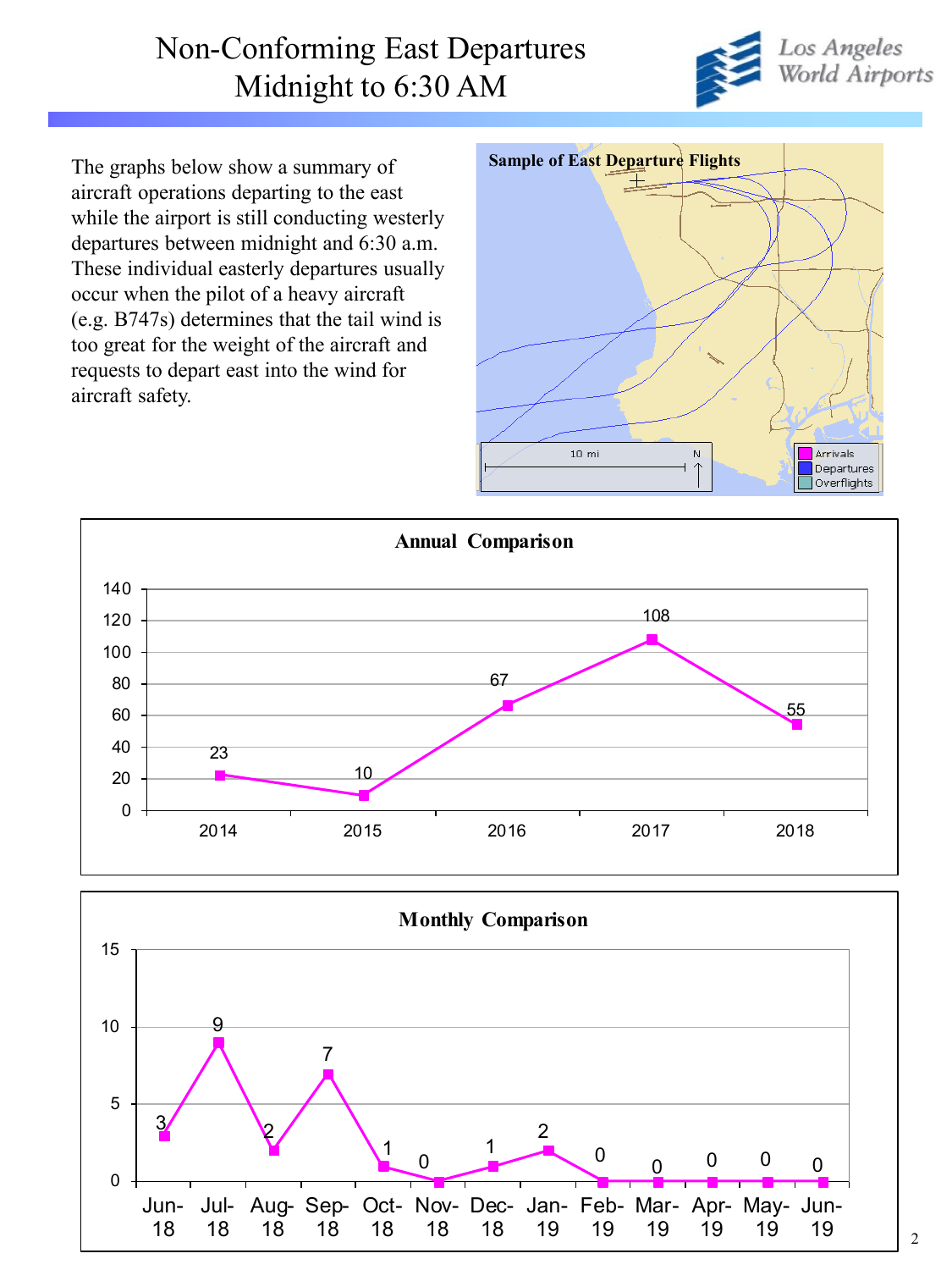# Non-Conforming East Departures Midnight to 6:30 AM

The graphs below show a summary of aircraft operations departing to the east while the airport is still conducting westerly departures between midnight and 6:30 a.m. These individual easterly departures usually occur when the pilot of a heavy aircraft (e.g. B747s) determines that the tail wind is too great for the weight of the aircraft and requests to depart east into the wind for aircraft safety.

**Sample of East Departure Flights**

**Annual Comparison**

| Year | 2014 | 2015 | 2016 | 2017 | 2018 |
|---|---|---|---|---|---|
| East Departures | 23 | 10 | 67 | 108 | 55 |

**Monthly Comparison**

| Month | Jun-18 | Jul-18 | Aug-18 | Sep-18 | Oct-18 | Nov-18 | Dec-18 | Jan-19 | Feb-19 | Mar-19 | Apr-19 | May-19 | Jun-19 |
|---|---|---|---|---|---|---|---|---|---|---|---|---|---|
| East Departures | 3 | 9 | 2 | 7 | 1 | 0 | 1 | 2 | 0 | 0 | 0 | 0 | 0 |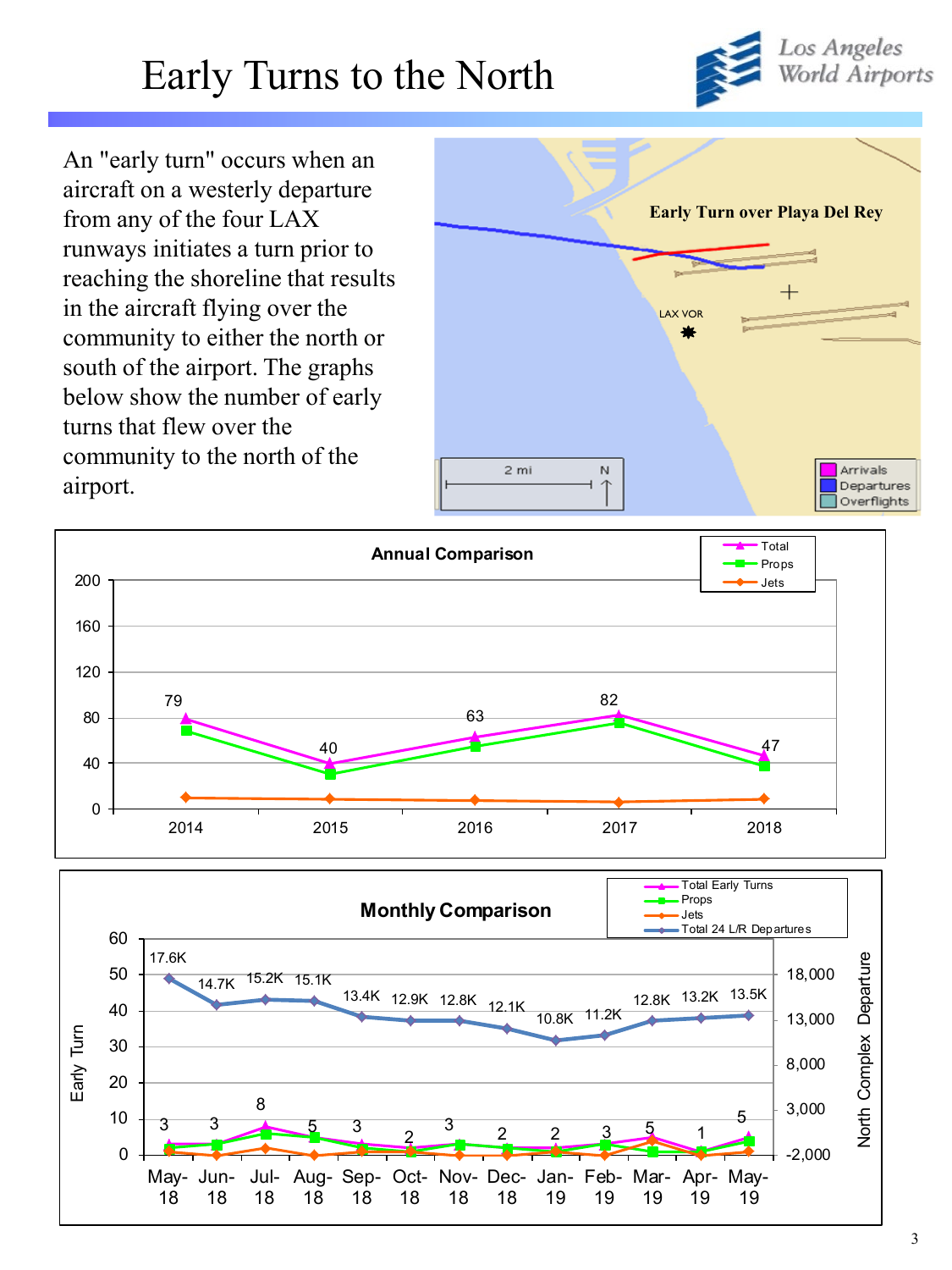# Early Turns to the North

An "early turn" occurs when an aircraft on a westerly departure from any of the four LAX runways initiates a turn prior to reaching the shoreline that results in the aircraft flying over the community to either the north or south of the airport. The graphs below show the number of early turns that flew over the community to the north of the airport.

**Early Turn over Playa Del Rey**

**Annual Comparison**

| Year | Total |
|---|---|
| 2014 | 79 |
| 2015 | 40 |
| 2016 | 63 |
| 2017 | 82 |
| 2018 | 47 |

**Monthly Comparison**

| Month | Total Early Turns | Total 24 L/R Departures |
|---|---|---|
| May-18 | 3 | 17.6K |
| Jun-18 | 3 | 14.7K |
| Jul-18 | 8 | 15.2K |
| Aug-18 | 5 | 15.1K |
| Sep-18 | 3 | 13.4K |
| Oct-18 | 2 | 12.9K |
| Nov-18 | 3 | 12.8K |
| Dec-18 | 2 | 12.1K |
| Jan-19 | 2 | 10.8K |
| Feb-19 | 3 | 11.2K |
| Mar-19 | 5 | 12.8K |
| Apr-19 | 1 | 13.2K |
| May-19 | 5 | 13.5K |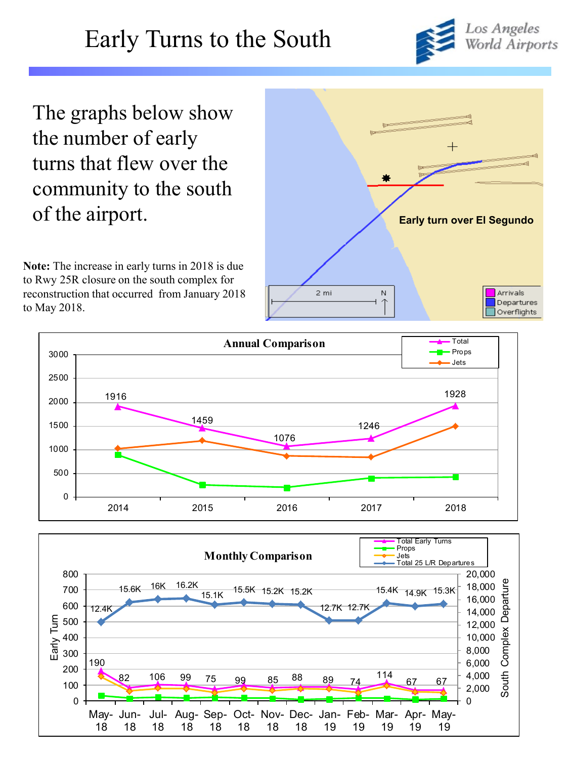# Early Turns to the South

Los Angeles World Airports

The graphs below show the number of early turns that flew over the community to the south of the airport.

**Note:** The increase in early turns in 2018 is due to Rwy 25R closure on the south complex for reconstruction that occurred from January 2018 to May 2018.

Early turn over El Segundo

2 mi N

Arrivals
Departures
Overflights

## Annual Comparison

| Year | Total |
|---|---|
| 2014 | 1916 |
| 2015 | 1459 |
| 2016 | 1076 |
| 2017 | 1246 |
| 2018 | 1928 |

## Monthly Comparison

| Month | Total Early Turns | Total 25 L/R Departures |
|---|---|---|
| May-18 | 190 | 12.4K |
| Jun-18 | 82 | 15.6K |
| Jul-18 | 106 | 16K |
| Aug-18 | 99 | 16.2K |
| Sep-18 | 75 | 15.1K |
| Oct-18 | 99 | 15.5K |
| Nov-18 | 85 | 15.2K |
| Dec-18 | 88 | 15.2K |
| Jan-19 | 89 | 12.7K |
| Feb-19 | 74 | 12.7K |
| Mar-19 | 114 | 15.4K |
| Apr-19 | 67 | 14.9K |
| May-19 | 67 | 15.3K |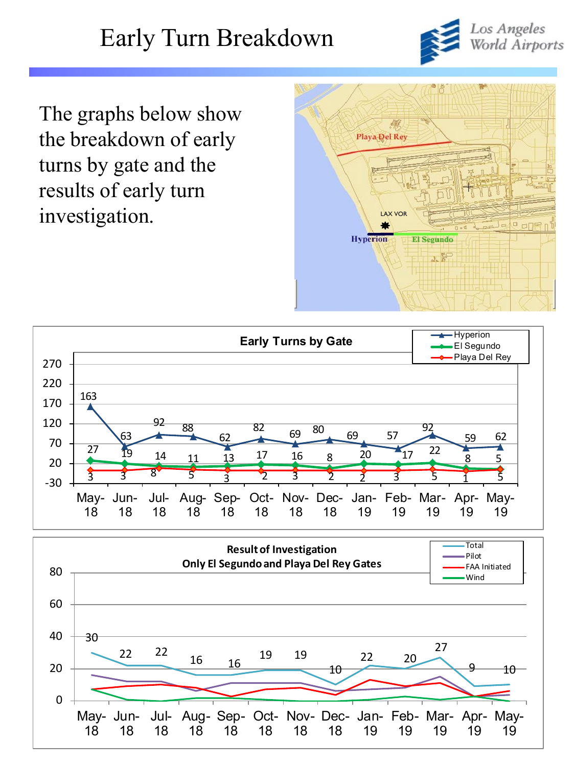# Early Turn Breakdown

The graphs below show the breakdown of early turns by gate and the results of early turn investigation.

**Early Turns by Gate**

| Gate | May-18 | Jun-18 | Jul-18 | Aug-18 | Sep-18 | Oct-18 | Nov-18 | Dec-18 | Jan-19 | Feb-19 | Mar-19 | Apr-19 | May-19 |
|---|---|---|---|---|---|---|---|---|---|---|---|---|---|
| Hyperion | 163 | 63 | 92 | 88 | 62 | 82 | 69 | 80 | 69 | 57 | 92 | 59 | 62 |
| El Segundo | 27 | 19 | 14 | 11 | 13 | 17 | 16 | 8 | 20 | 17 | 22 | 8 | 5 |
| Playa Del Rey | 3 | 3 | 8 | 5 | 3 | 2 | 3 | 2 | 2 | 3 | 5 | 1 | 5 |

**Result of Investigation**
**Only El Segundo and Playa Del Rey Gates**

| | May-18 | Jun-18 | Jul-18 | Aug-18 | Sep-18 | Oct-18 | Nov-18 | Dec-18 | Jan-19 | Feb-19 | Mar-19 | Apr-19 | May-19 |
|---|---|---|---|---|---|---|---|---|---|---|---|---|---|
| Total | 30 | 22 | 22 | 16 | 16 | 19 | 19 | 10 | 22 | 20 | 27 | 9 | 10 |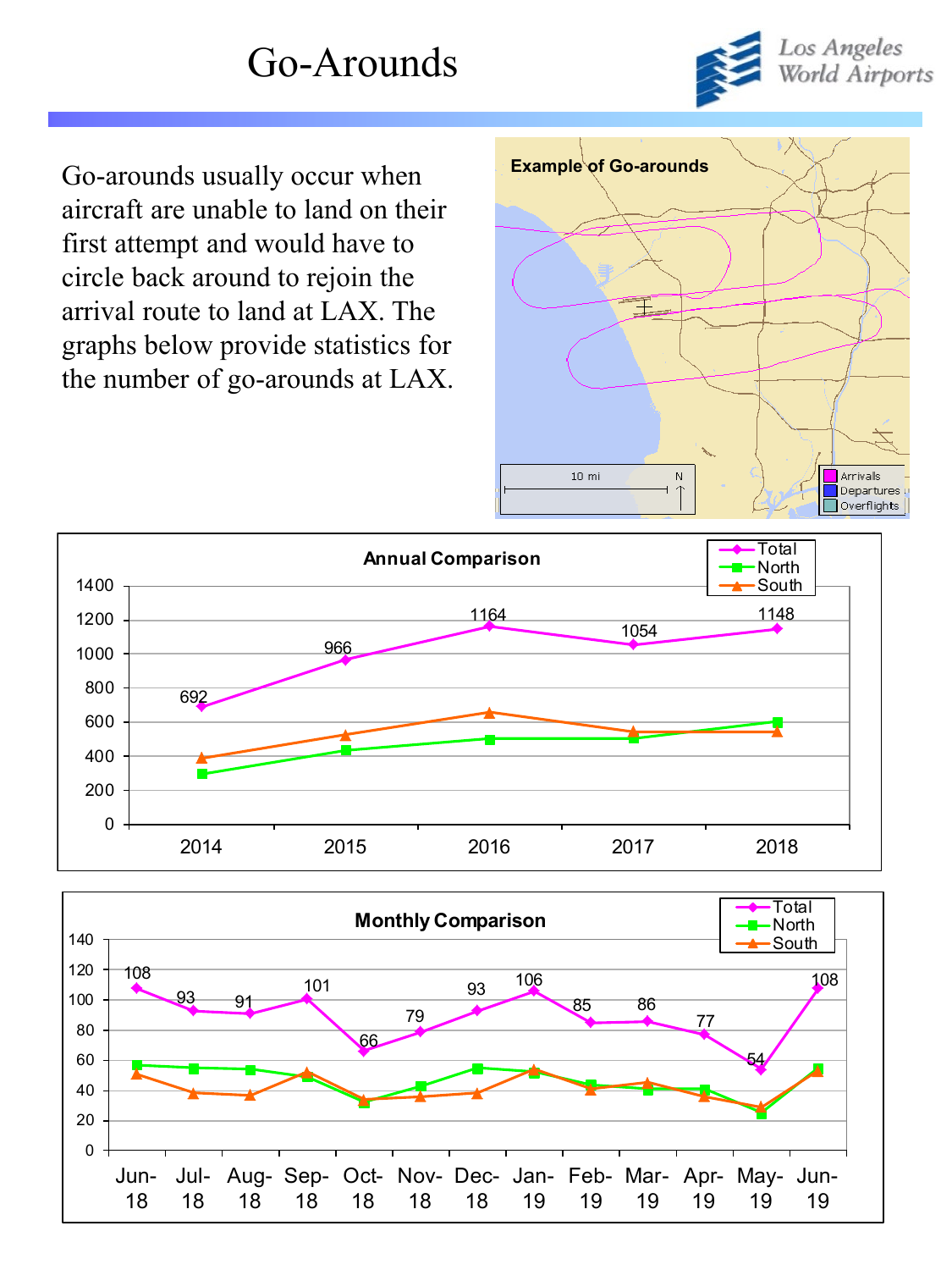# Go-Arounds

Los Angeles World Airports

Go-arounds usually occur when aircraft are unable to land on their first attempt and would have to circle back around to rejoin the arrival route to land at LAX. The graphs below provide statistics for the number of go-arounds at LAX.

**Example of Go-arounds**

10 mi N

Arrivals
Departures
Overflights

**Annual Comparison**

| Year | Total |
|---|---|
| 2014 | 692 |
| 2015 | 966 |
| 2016 | 1164 |
| 2017 | 1054 |
| 2018 | 1148 |

Legend: Total, North, South

**Monthly Comparison**

| Month | Total |
|---|---|
| Jun-18 | 108 |
| Jul-18 | 93 |
| Aug-18 | 91 |
| Sep-18 | 101 |
| Oct-18 | 66 |
| Nov-18 | 79 |
| Dec-18 | 93 |
| Jan-19 | 106 |
| Feb-19 | 85 |
| Mar-19 | 86 |
| Apr-19 | 77 |
| May-19 | 54 |
| Jun-19 | 108 |

Legend: Total, North, South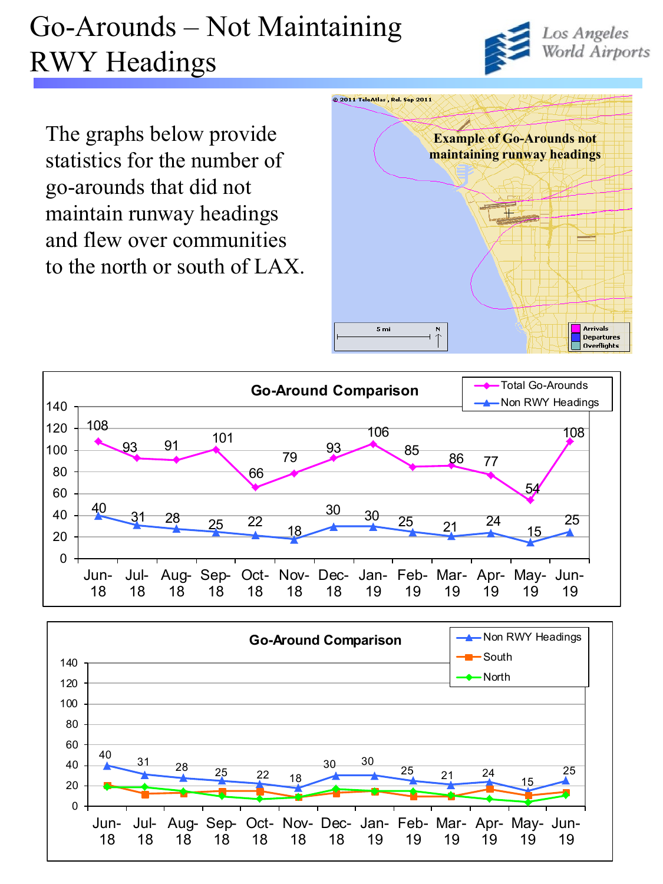# Go-Arounds – Not Maintaining RWY Headings

The graphs below provide statistics for the number of go-arounds that did not maintain runway headings and flew over communities to the north or south of LAX.

Example of Go-Arounds not maintaining runway headings

**Go-Around Comparison**

| Month | Total Go-Arounds | Non RWY Headings |
|---|---|---|
| Jun-18 | 108 | 40 |
| Jul-18 | 93 | 31 |
| Aug-18 | 91 | 28 |
| Sep-18 | 101 | 25 |
| Oct-18 | 66 | 22 |
| Nov-18 | 79 | 18 |
| Dec-18 | 93 | 30 |
| Jan-19 | 106 | 30 |
| Feb-19 | 85 | 25 |
| Mar-19 | 86 | 21 |
| Apr-19 | 77 | 24 |
| May-19 | 54 | 15 |
| Jun-19 | 108 | 25 |

**Go-Around Comparison**

| Month | Non RWY Headings |
|---|---|
| Jun-18 | 40 |
| Jul-18 | 31 |
| Aug-18 | 28 |
| Sep-18 | 25 |
| Oct-18 | 22 |
| Nov-18 | 18 |
| Dec-18 | 30 |
| Jan-19 | 30 |
| Feb-19 | 25 |
| Mar-19 | 21 |
| Apr-19 | 24 |
| May-19 | 15 |
| Jun-19 | 25 |

Legend: Non RWY Headings, South, North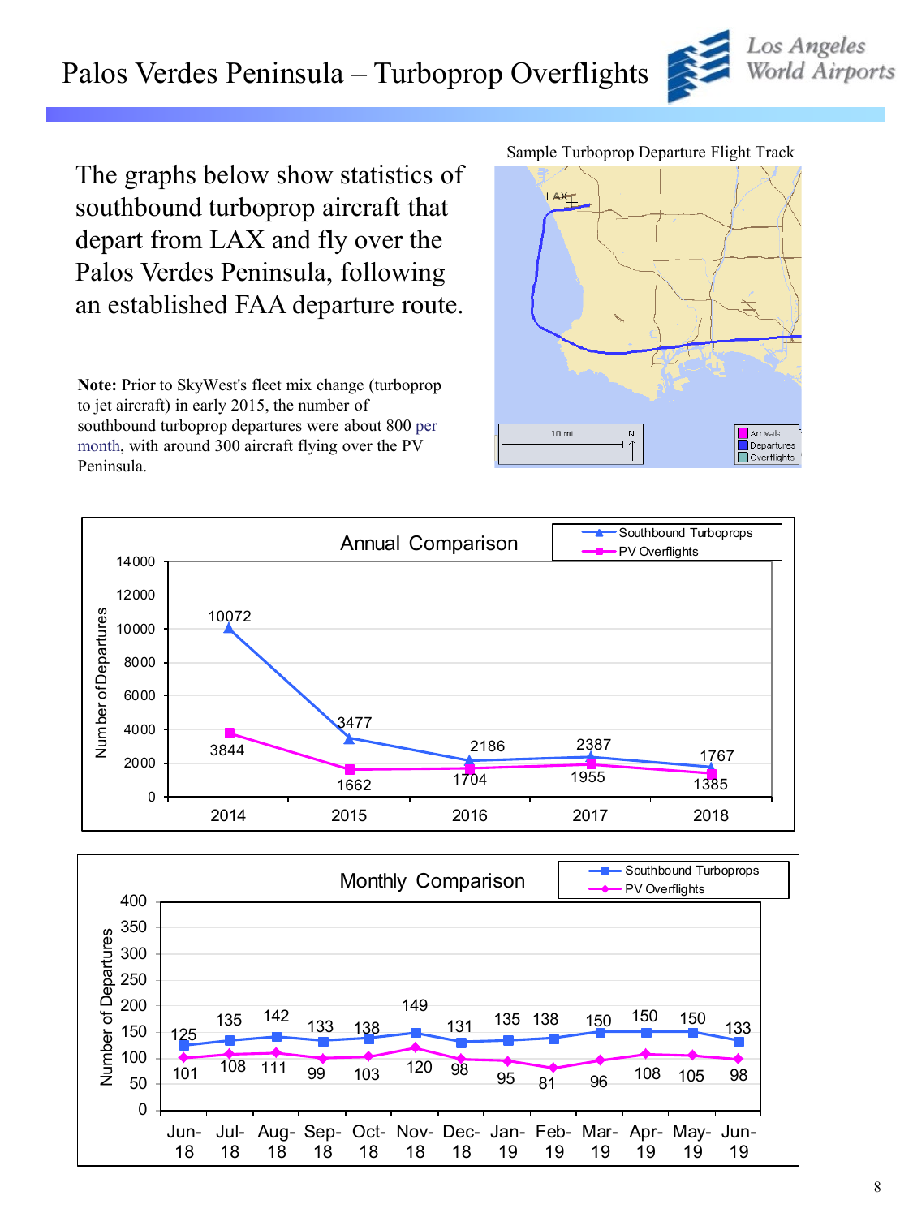# Palos Verdes Peninsula – Turboprop Overflights

The graphs below show statistics of southbound turboprop aircraft that depart from LAX and fly over the Palos Verdes Peninsula, following an established FAA departure route.

**Note:** Prior to SkyWest's fleet mix change (turboprop to jet aircraft) in early 2015, the number of southbound turboprop departures were about 800 per month, with around 300 aircraft flying over the PV Peninsula.

Sample Turboprop Departure Flight Track

**Annual Comparison**

| Year | Southbound Turboprops | PV Overflights |
|---|---|---|
| 2014 | 10072 | 3844 |
| 2015 | 3477 | 1662 |
| 2016 | 2186 | 1704 |
| 2017 | 2387 | 1955 |
| 2018 | 1767 | 1385 |

**Monthly Comparison**

| Month | Southbound Turboprops | PV Overflights |
|---|---|---|
| Jun-18 | 125 | 101 |
| Jul-18 | 135 | 108 |
| Aug-18 | 142 | 111 |
| Sep-18 | 133 | 99 |
| Oct-18 | 138 | 103 |
| Nov-18 | 149 | 120 |
| Dec-18 | 131 | 98 |
| Jan-19 | 135 | 95 |
| Feb-19 | 138 | 81 |
| Mar-19 | 150 | 96 |
| Apr-19 | 150 | 108 |
| May-19 | 150 | 105 |
| Jun-19 | 133 | 98 |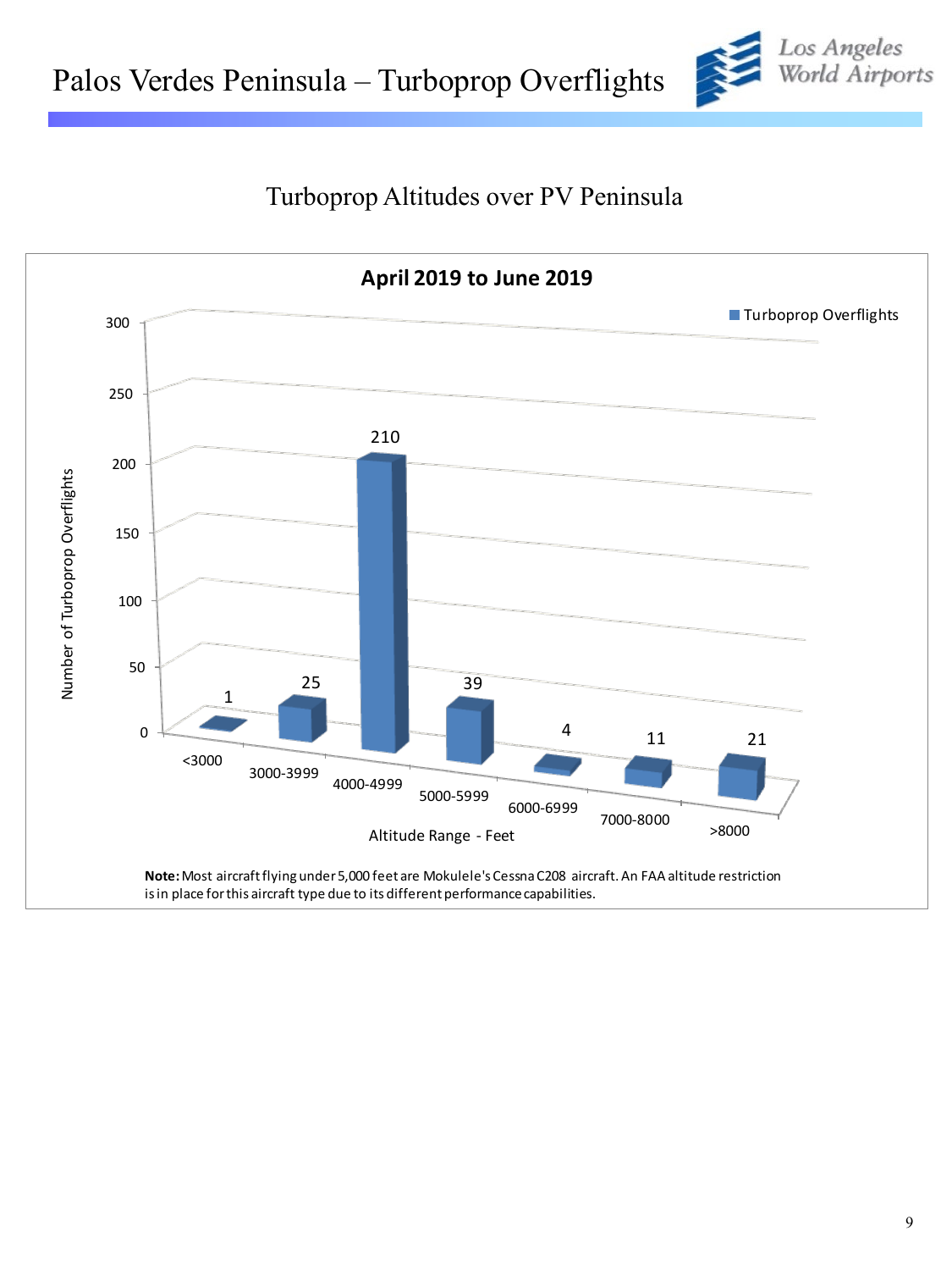# Palos Verdes Peninsula – Turboprop Overflights

## Turboprop Altitudes over PV Peninsula

**April 2019 to June 2019**

| Altitude Range - Feet | Turboprop Overflights |
|---|---|
| <3000 | 1 |
| 3000-3999 | 25 |
| 4000-4999 | 210 |
| 5000-5999 | 39 |
| 6000-6999 | 4 |
| 7000-8000 | 11 |
| >8000 | 21 |

**Note:** Most aircraft flying under 5,000 feet are Mokulele's Cessna C208 aircraft. An FAA altitude restriction is in place for this aircraft type due to its different performance capabilities.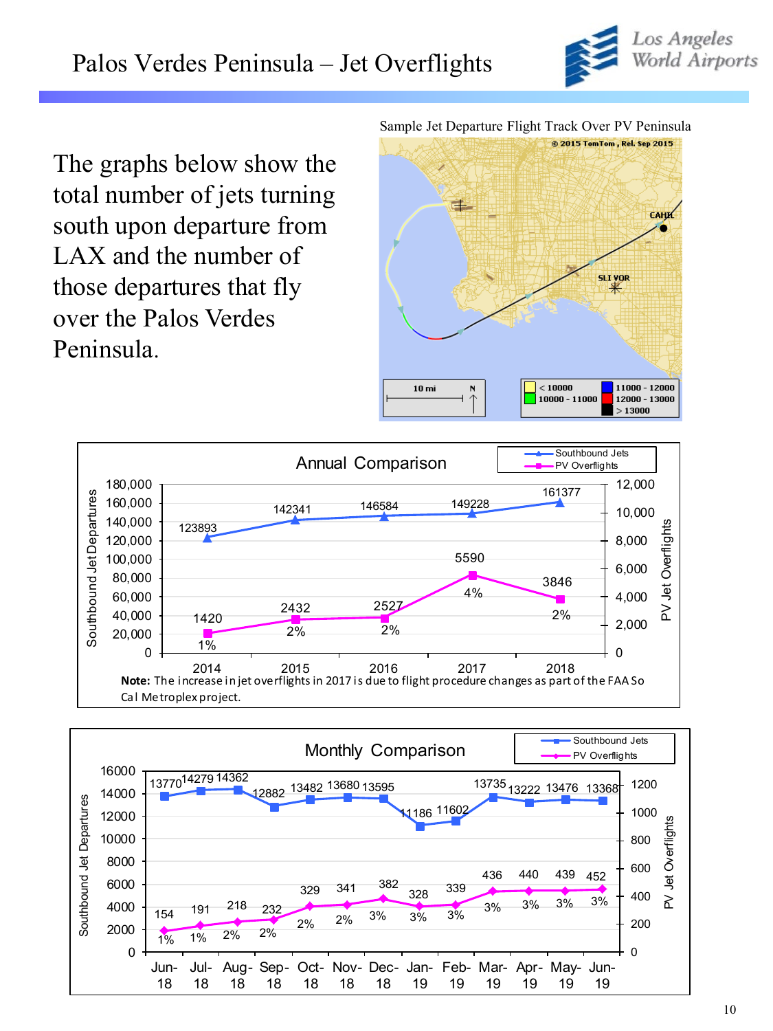# Palos Verdes Peninsula – Jet Overflights

The graphs below show the total number of jets turning south upon departure from LAX and the number of those departures that fly over the Palos Verdes Peninsula.

Sample Jet Departure Flight Track Over PV Peninsula

## Annual Comparison

| Year | Southbound Jets | PV Overflights | % |
|---|---|---|---|
| 2014 | 123893 | 1420 | 1% |
| 2015 | 142341 | 2432 | 2% |
| 2016 | 146584 | 2527 | 2% |
| 2017 | 149228 | 5590 | 4% |
| 2018 | 161377 | 3846 | 2% |

**Note:** The increase in jet overflights in 2017 is due to flight procedure changes as part of the FAA So Cal Metroplex project.

## Monthly Comparison

| Month | Southbound Jets | PV Overflights | % |
|---|---|---|---|
| Jun-18 | 13770 | 154 | 1% |
| Jul-18 | 14279 | 191 | 1% |
| Aug-18 | 14362 | 218 | 2% |
| Sep-18 | 12882 | 232 | 2% |
| Oct-18 | 13482 | 329 | 2% |
| Nov-18 | 13680 | 341 | 2% |
| Dec-18 | 13595 | 382 | 3% |
| Jan-19 | 11186 | 328 | 3% |
| Feb-19 | 11602 | 339 | 3% |
| Mar-19 | 13735 | 436 | 3% |
| Apr-19 | 13222 | 440 | 3% |
| May-19 | 13476 | 439 | 3% |
| Jun-19 | 13368 | 452 | 3% |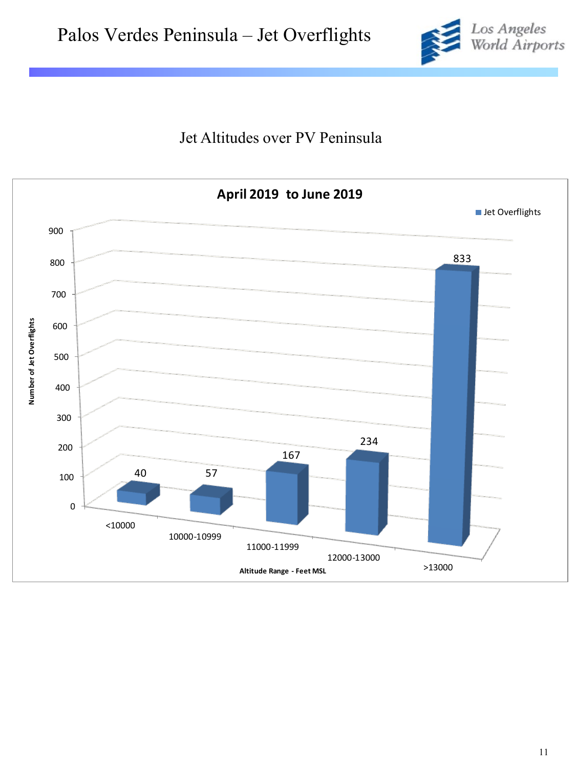# Palos Verdes Peninsula – Jet Overflights

Los Angeles World Airports

## Jet Altitudes over PV Peninsula

April 2019 to June 2019

Jet Overflights

Number of Jet Overflights

900
800
700
600
500
400
300
200
100
0

40
57
167
234
833

<10000
10000-10999
11000-11999
12000-13000
>13000

Altitude Range - Feet MSL